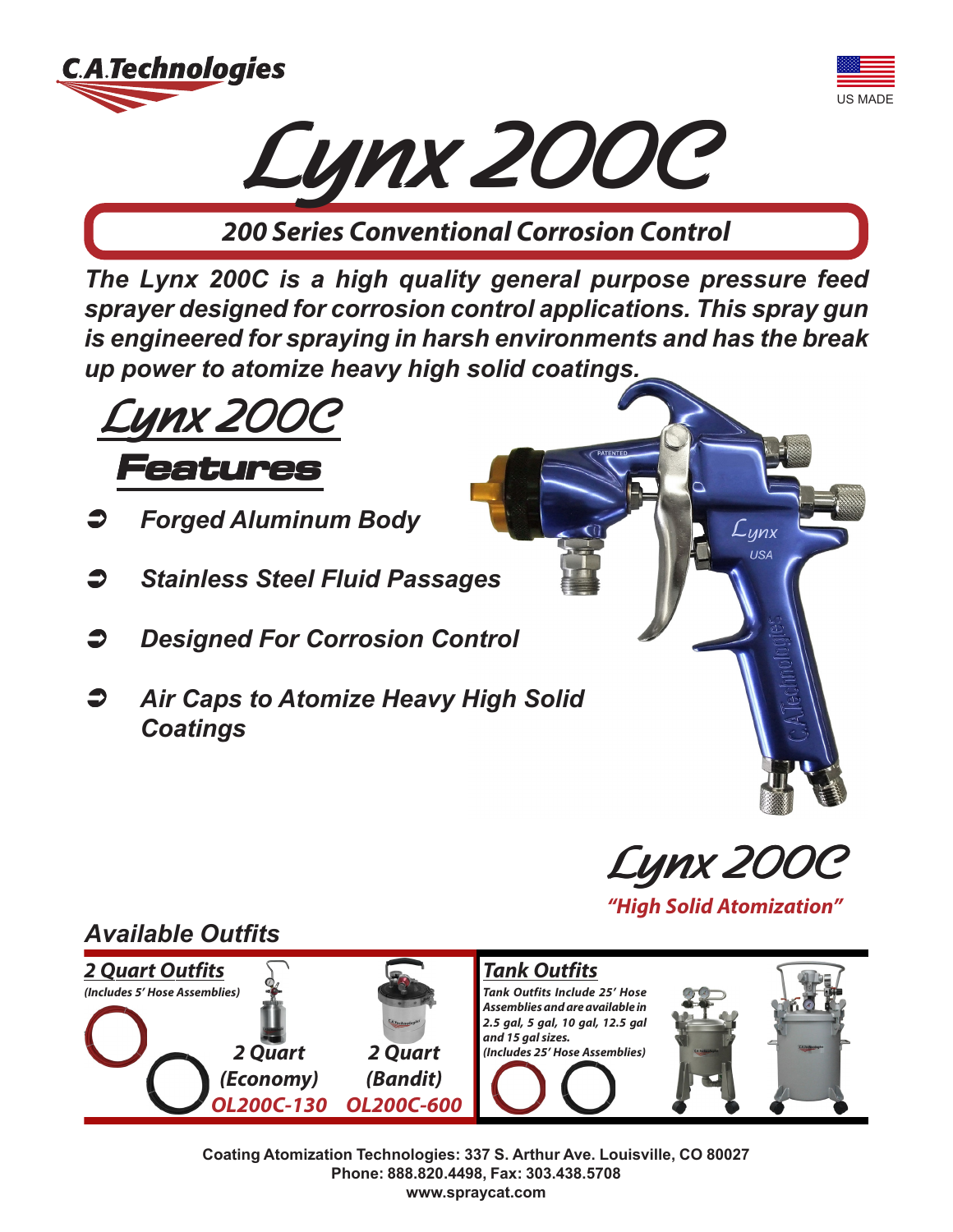C.A.Technologies

US MADE

# Lynx 200C

## 200 Series Conventional Corrosion Control

***The Lynx 200C is a high quality general purpose pressure feed sprayer designed for corrosion control applications. This spray gun is engineered for spraying in harsh environments and has the break up power to atomize heavy high solid coatings.***

## Lynx 200C Features

- *Forged Aluminum Body*
- *Stainless Steel Fluid Passages*
- *Designed For Corrosion Control*
- *Air Caps to Atomize Heavy High Solid Coatings*

**Lynx 200C**

***"High Solid Atomization"***

## Available Outfits

### 2 Quart Outfits

*(Includes 5' Hose Assemblies)*

**2 Quart (Economy)** — **OL200C-130**

**2 Quart (Bandit)** — **OL200C-600**

### Tank Outfits

*Tank Outfits Include 25' Hose Assemblies and are available in 2.5 gal, 5 gal, 10 gal, 12.5 gal and 15 gal sizes. (Includes 25' Hose Assemblies)*

Coating Atomization Technologies: 337 S. Arthur Ave. Louisville, CO 80027
Phone: 888.820.4498, Fax: 303.438.5708
www.spraycat.com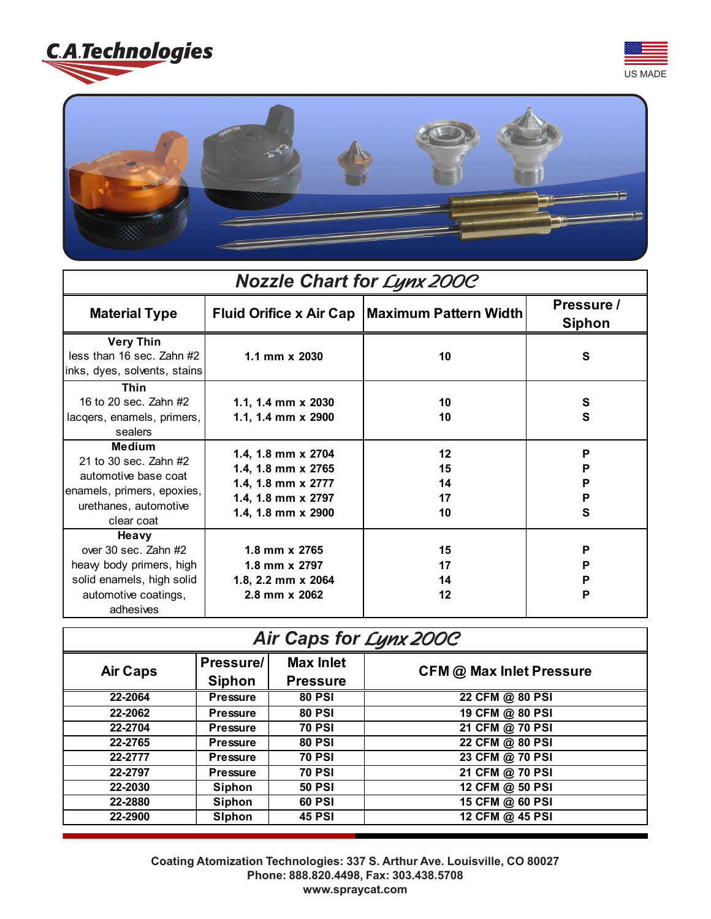C.A.Technologies

US MADE

## Nozzle Chart for *Lynx 200C*

| Material Type | Fluid Orifice x Air Cap | Maximum Pattern Width | Pressure / Siphon |
|---|---|---|---|
| **Very Thin**<br>less than 16 sec. Zahn #2<br>inks, dyes, solvents, stains | **1.1 mm x 2030** | **10** | **S** |
| **Thin**<br>16 to 20 sec. Zahn #2<br>lacqers, enamels, primers, sealers | **1.1, 1.4 mm x 2030**<br>**1.1, 1.4 mm x 2900** | **10**<br>**10** | **S**<br>**S** |
| **Medium**<br>21 to 30 sec. Zahn #2<br>automotive base coat enamels, primers, epoxies, urethanes, automotive clear coat | **1.4, 1.8 mm x 2704**<br>**1.4, 1.8 mm x 2765**<br>**1.4, 1.8 mm x 2777**<br>**1.4, 1.8 mm x 2797**<br>**1.4, 1.8 mm x 2900** | **12**<br>**15**<br>**14**<br>**17**<br>**10** | **P**<br>**P**<br>**P**<br>**P**<br>**S** |
| **Heavy**<br>over 30 sec. Zahn #2<br>heavy body primers, high solid enamels, high solid automotive coatings, adhesives | **1.8 mm x 2765**<br>**1.8 mm x 2797**<br>**1.8, 2.2 mm x 2064**<br>**2.8 mm x 2062** | **15**<br>**17**<br>**14**<br>**12** | **P**<br>**P**<br>**P**<br>**P** |

## Air Caps for *Lynx 200C*

| Air Caps | Pressure/ Siphon | Max Inlet Pressure | CFM @ Max Inlet Pressure |
|---|---|---|---|
| **22-2064** | **Pressure** | **80 PSI** | **22 CFM @ 80 PSI** |
| **22-2062** | **Pressure** | **80 PSI** | **19 CFM @ 80 PSI** |
| **22-2704** | **Pressure** | **70 PSI** | **21 CFM @ 70 PSI** |
| **22-2765** | **Pressure** | **80 PSI** | **22 CFM @ 80 PSI** |
| **22-2777** | **Pressure** | **70 PSI** | **23 CFM @ 70 PSI** |
| **22-2797** | **Pressure** | **70 PSI** | **21 CFM @ 70 PSI** |
| **22-2030** | **Siphon** | **50 PSI** | **12 CFM @ 50 PSI** |
| **22-2880** | **Siphon** | **60 PSI** | **15 CFM @ 60 PSI** |
| **22-2900** | **SIphon** | **45 PSI** | **12 CFM @ 45 PSI** |

**Coating Atomization Technologies: 337 S. Arthur Ave. Louisville, CO 80027**
**Phone: 888.820.4498, Fax: 303.438.5708**
**www.spraycat.com**